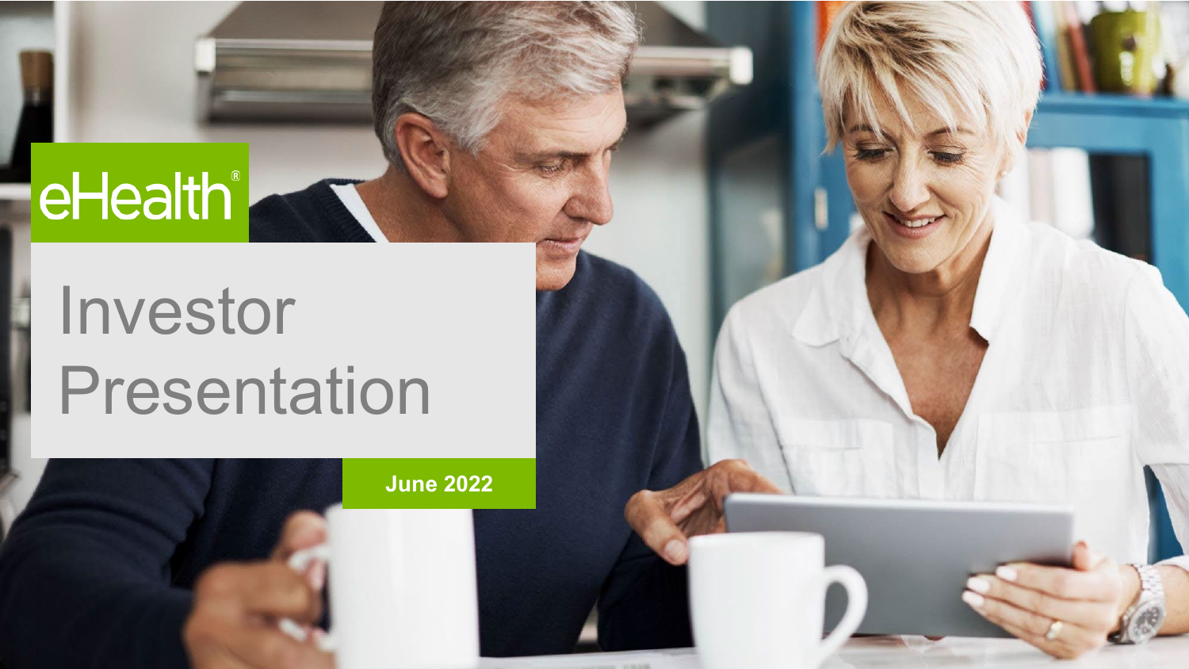eHealth®

# Investor Presentation

**June 2022**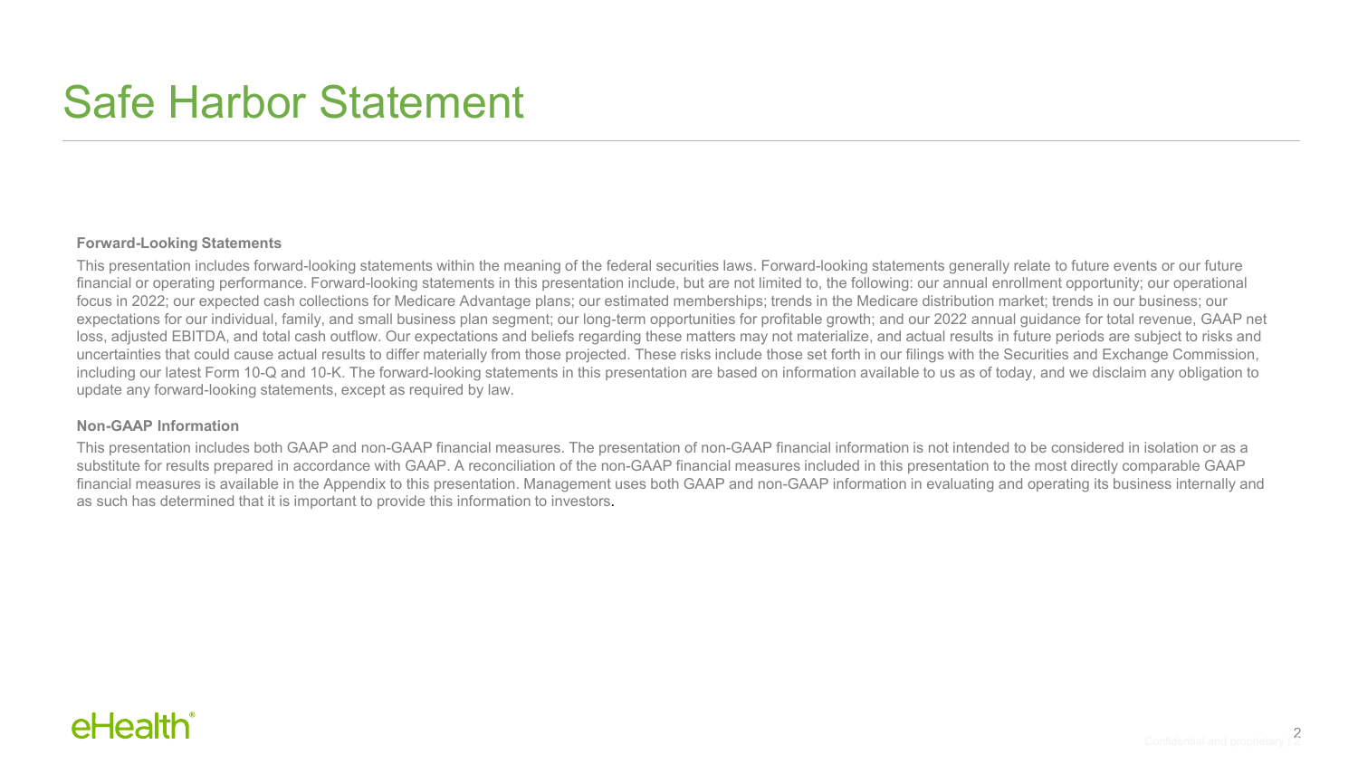# Safe Harbor Statement

**Forward-Looking Statements**

This presentation includes forward-looking statements within the meaning of the federal securities laws. Forward-looking statements generally relate to future events or our future financial or operating performance. Forward-looking statements in this presentation include, but are not limited to, the following: our annual enrollment opportunity; our operational focus in 2022; our expected cash collections for Medicare Advantage plans; our estimated memberships; trends in the Medicare distribution market; trends in our business; our expectations for our individual, family, and small business plan segment; our long-term opportunities for profitable growth; and our 2022 annual guidance for total revenue, GAAP net loss, adjusted EBITDA, and total cash outflow. Our expectations and beliefs regarding these matters may not materialize, and actual results in future periods are subject to risks and uncertainties that could cause actual results to differ materially from those projected. These risks include those set forth in our filings with the Securities and Exchange Commission, including our latest Form 10-Q and 10-K. The forward-looking statements in this presentation are based on information available to us as of today, and we disclaim any obligation to update any forward-looking statements, except as required by law.

**Non-GAAP Information**

This presentation includes both GAAP and non-GAAP financial measures. The presentation of non-GAAP financial information is not intended to be considered in isolation or as a substitute for results prepared in accordance with GAAP. A reconciliation of the non-GAAP financial measures included in this presentation to the most directly comparable GAAP financial measures is available in the Appendix to this presentation. Management uses both GAAP and non-GAAP information in evaluating and operating its business internally and as such has determined that it is important to provide this information to investors.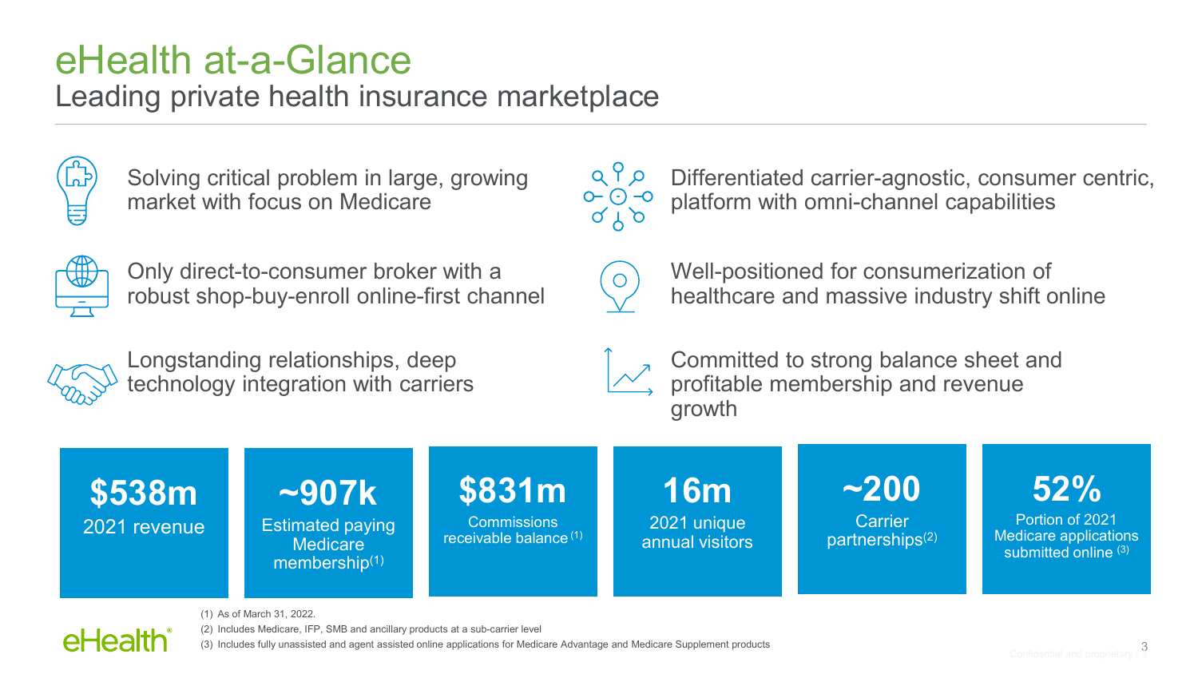# eHealth at-a-Glance

## Leading private health insurance marketplace

- Solving critical problem in large, growing market with focus on Medicare
- Differentiated carrier-agnostic, consumer centric, platform with omni-channel capabilities
- Only direct-to-consumer broker with a robust shop-buy-enroll online-first channel
- Well-positioned for consumerization of healthcare and massive industry shift online
- Longstanding relationships, deep technology integration with carriers
- Committed to strong balance sheet and profitable membership and revenue growth

**$538m**
2021 revenue

**~907k**
Estimated paying Medicare membership[1]

**$831m**
Commissions receivable balance[1]

**16m**
2021 unique annual visitors

**~200**
Carrier partnerships[2]

**52%**
Portion of 2021 Medicare applications submitted online[3]

(1) As of March 31, 2022.
(2) Includes Medicare, IFP, SMB and ancillary products at a sub-carrier level
(3) Includes fully unassisted and agent assisted online applications for Medicare Advantage and Medicare Supplement products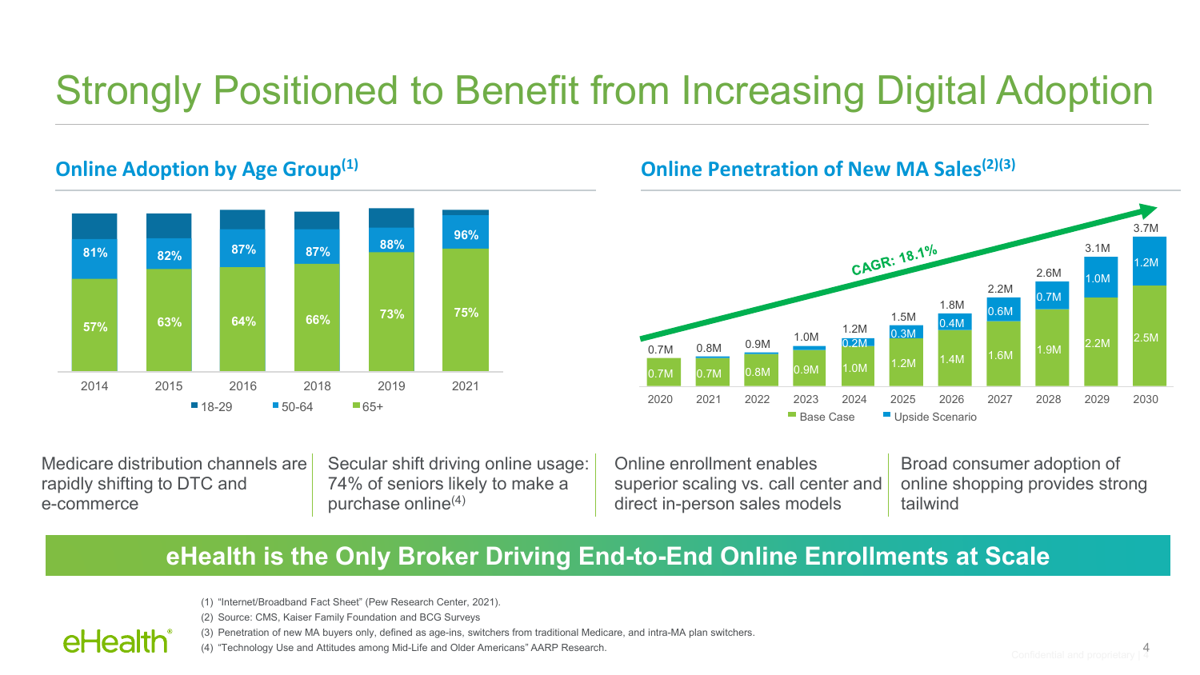# Strongly Positioned to Benefit from Increasing Digital Adoption

## Online Adoption by Age Group[1]

| | 2014 | 2015 | 2016 | 2018 | 2019 | 2021 |
|---|---|---|---|---|---|---|
| 50-64 | 81% | 82% | 87% | 87% | 88% | 96% |
| 65+ | 57% | 63% | 64% | 66% | 73% | 75% |

Legend: 18-29, 50-64, 65+

## Online Penetration of New MA Sales[2][3]

CAGR: 18.1%

| | 2020 | 2021 | 2022 | 2023 | 2024 | 2025 | 2026 | 2027 | 2028 | 2029 | 2030 |
|---|---|---|---|---|---|---|---|---|---|---|---|
| Base Case | 0.7M | 0.7M | 0.8M | 0.9M | 1.0M | 1.2M | 1.4M | 1.6M | 1.9M | 2.2M | 2.5M |
| Upside Scenario | | | | | 0.2M | 0.3M | 0.4M | 0.6M | 0.7M | 1.0M | 1.2M |
| Total | 0.7M | 0.8M | 0.9M | 1.0M | 1.2M | 1.5M | 1.8M | 2.2M | 2.6M | 3.1M | 3.7M |

Medicare distribution channels are rapidly shifting to DTC and e-commerce

Secular shift driving online usage: 74% of seniors likely to make a purchase online[4]

Online enrollment enables superior scaling vs. call center and direct in-person sales models

Broad consumer adoption of online shopping provides strong tailwind

**eHealth is the Only Broker Driving End-to-End Online Enrollments at Scale**

(1) "Internet/Broadband Fact Sheet" (Pew Research Center, 2021).
(2) Source: CMS, Kaiser Family Foundation and BCG Surveys
(3) Penetration of new MA buyers only, defined as age-ins, switchers from traditional Medicare, and intra-MA plan switchers.
(4) "Technology Use and Attitudes among Mid-Life and Older Americans" AARP Research.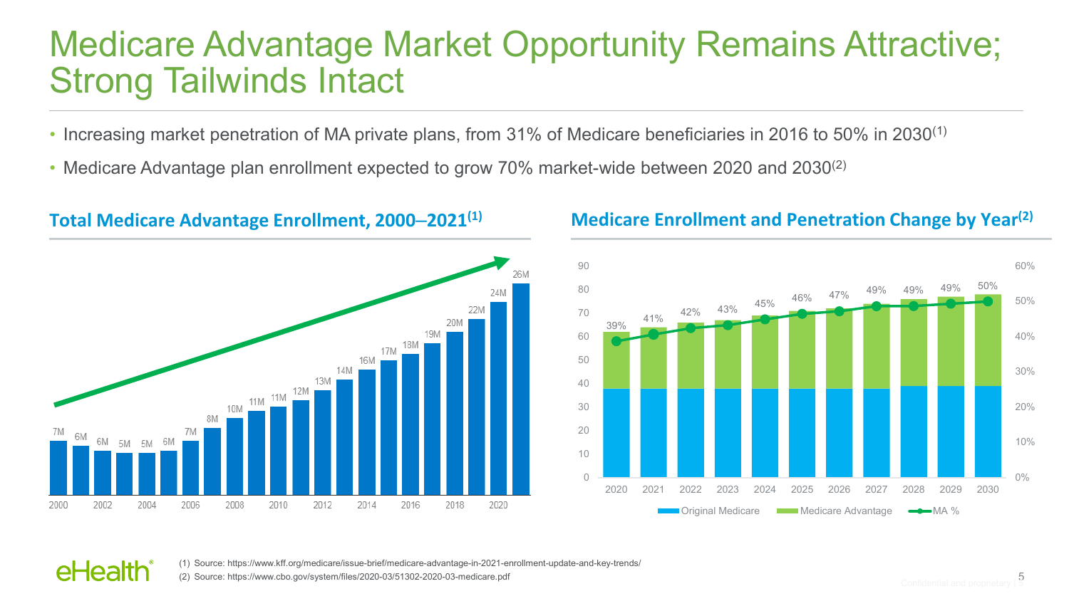# Medicare Advantage Market Opportunity Remains Attractive; Strong Tailwinds Intact

- Increasing market penetration of MA private plans, from 31% of Medicare beneficiaries in 2016 to 50% in 2030[(1)]
- Medicare Advantage plan enrollment expected to grow 70% market-wide between 2020 and 2030[(2)]

## Total Medicare Advantage Enrollment, 2000–2021[(1)]

| Year | Enrollment |
|---|---|
| 2000 | 7M |
| 2001 | 6M |
| 2002 | 6M |
| 2003 | 5M |
| 2004 | 5M |
| 2005 | 6M |
| 2006 | 7M |
| 2007 | 8M |
| 2008 | 10M |
| 2009 | 11M |
| 2010 | 11M |
| 2011 | 12M |
| 2012 | 13M |
| 2013 | 14M |
| 2014 | 16M |
| 2015 | 17M |
| 2016 | 18M |
| 2017 | 19M |
| 2018 | 20M |
| 2019 | 22M |
| 2020 | 24M |
| 2021 | 26M |

## Medicare Enrollment and Penetration Change by Year[(2)]

| Year | MA % |
|---|---|
| 2020 | 39% |
| 2021 | 41% |
| 2022 | 42% |
| 2023 | 43% |
| 2024 | 45% |
| 2025 | 46% |
| 2026 | 47% |
| 2027 | 49% |
| 2028 | 49% |
| 2029 | 49% |
| 2030 | 50% |

Original Medicare | Medicare Advantage | MA %

(1) Source: https://www.kff.org/medicare/issue-brief/medicare-advantage-in-2021-enrollment-update-and-key-trends/

(2) Source: https://www.cbo.gov/system/files/2020-03/51302-2020-03-medicare.pdf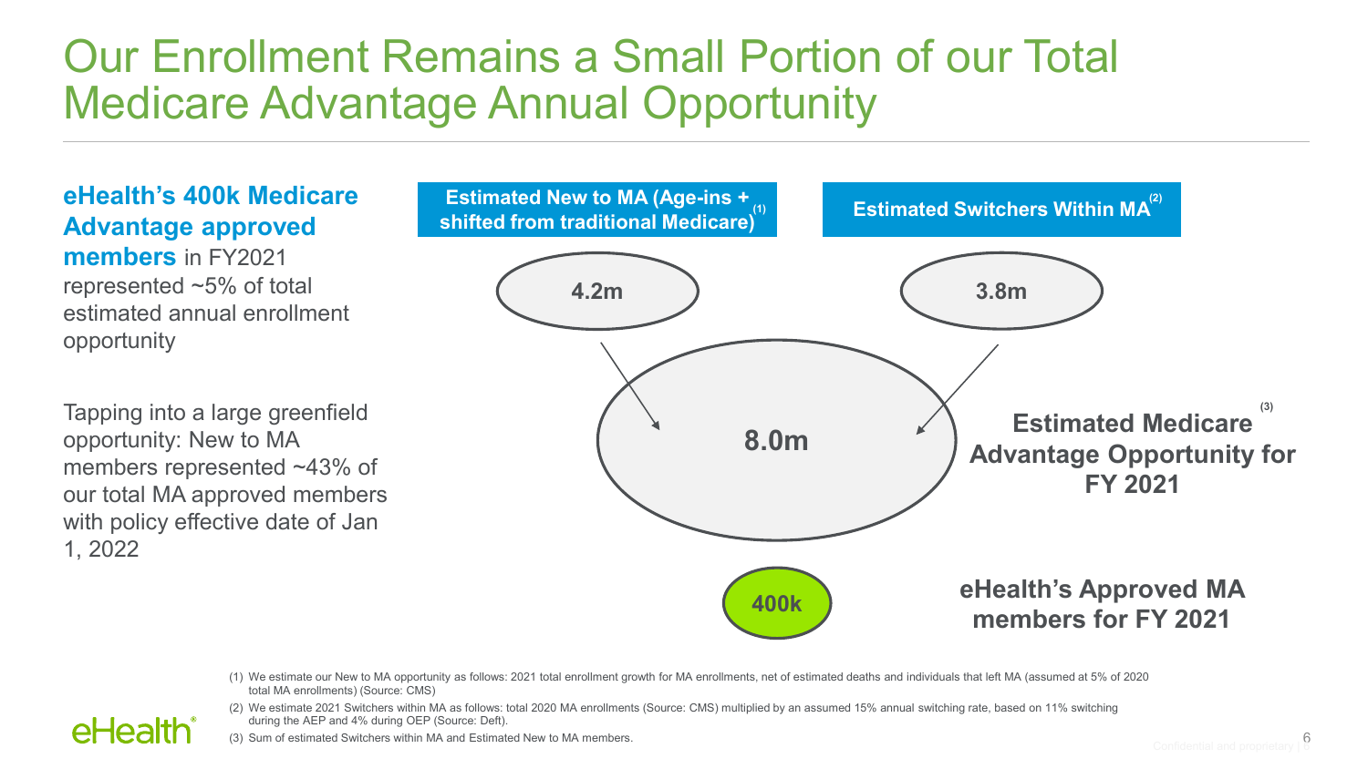# Our Enrollment Remains a Small Portion of our Total Medicare Advantage Annual Opportunity

**eHealth's 400k Medicare Advantage approved members** in FY2021 represented ~5% of total estimated annual enrollment opportunity

Tapping into a large greenfield opportunity: New to MA members represented ~43% of our total MA approved members with policy effective date of Jan 1, 2022

**Estimated New to MA (Age-ins + shifted from traditional Medicare)[1]**

**4.2m**

**Estimated Switchers Within MA[2]**

**3.8m**

**8.0m**

**Estimated Medicare Advantage Opportunity for FY 2021[3]**

**400k**

**eHealth's Approved MA members for FY 2021**

(1) We estimate our New to MA opportunity as follows: 2021 total enrollment growth for MA enrollments, net of estimated deaths and individuals that left MA (assumed at 5% of 2020 total MA enrollments) (Source: CMS)

(2) We estimate 2021 Switchers within MA as follows: total 2020 MA enrollments (Source: CMS) multiplied by an assumed 15% annual switching rate, based on 11% switching during the AEP and 4% during OEP (Source: Deft).

(3) Sum of estimated Switchers within MA and Estimated New to MA members.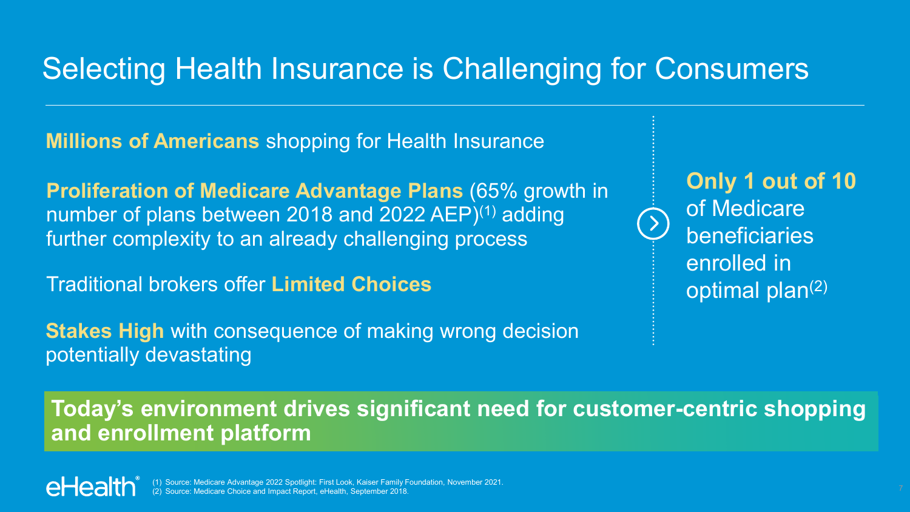# Selecting Health Insurance is Challenging for Consumers

**Millions of Americans** shopping for Health Insurance

**Proliferation of Medicare Advantage Plans** (65% growth in number of plans between 2018 and 2022 AEP)[1] adding further complexity to an already challenging process

Traditional brokers offer **Limited Choices**

**Stakes High** with consequence of making wrong decision potentially devastating

**Only 1 out of 10** of Medicare beneficiaries enrolled in optimal plan[2]

**Today's environment drives significant need for customer-centric shopping and enrollment platform**

(1) Source: Medicare Advantage 2022 Spotlight: First Look, Kaiser Family Foundation, November 2021.
(2) Source: Medicare Choice and Impact Report, eHealth, September 2018.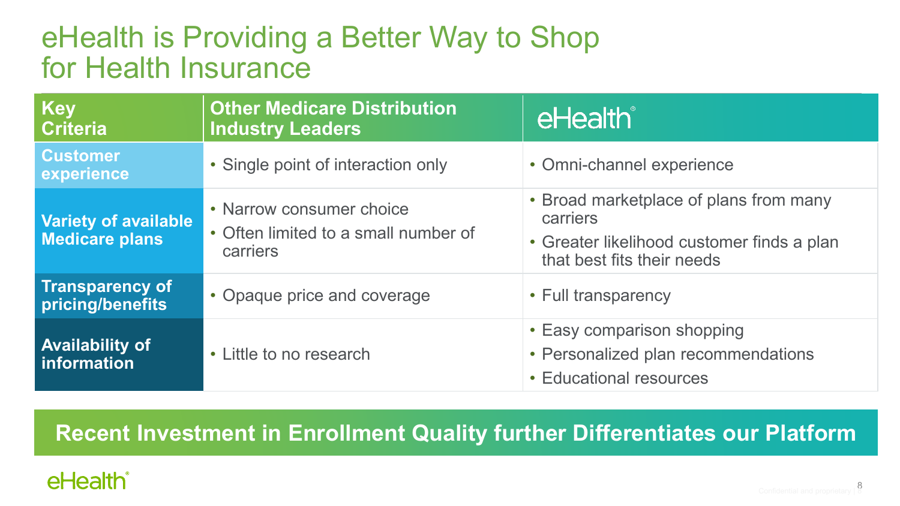# eHealth is Providing a Better Way to Shop for Health Insurance

| Key Criteria | Other Medicare Distribution Industry Leaders | eHealth |
|---|---|---|
| Customer experience | • Single point of interaction only | • Omni-channel experience |
| Variety of available Medicare plans | • Narrow consumer choice<br>• Often limited to a small number of carriers | • Broad marketplace of plans from many carriers<br>• Greater likelihood customer finds a plan that best fits their needs |
| Transparency of pricing/benefits | • Opaque price and coverage | • Full transparency |
| Availability of information | • Little to no research | • Easy comparison shopping<br>• Personalized plan recommendations<br>• Educational resources |

**Recent Investment in Enrollment Quality further Differentiates our Platform**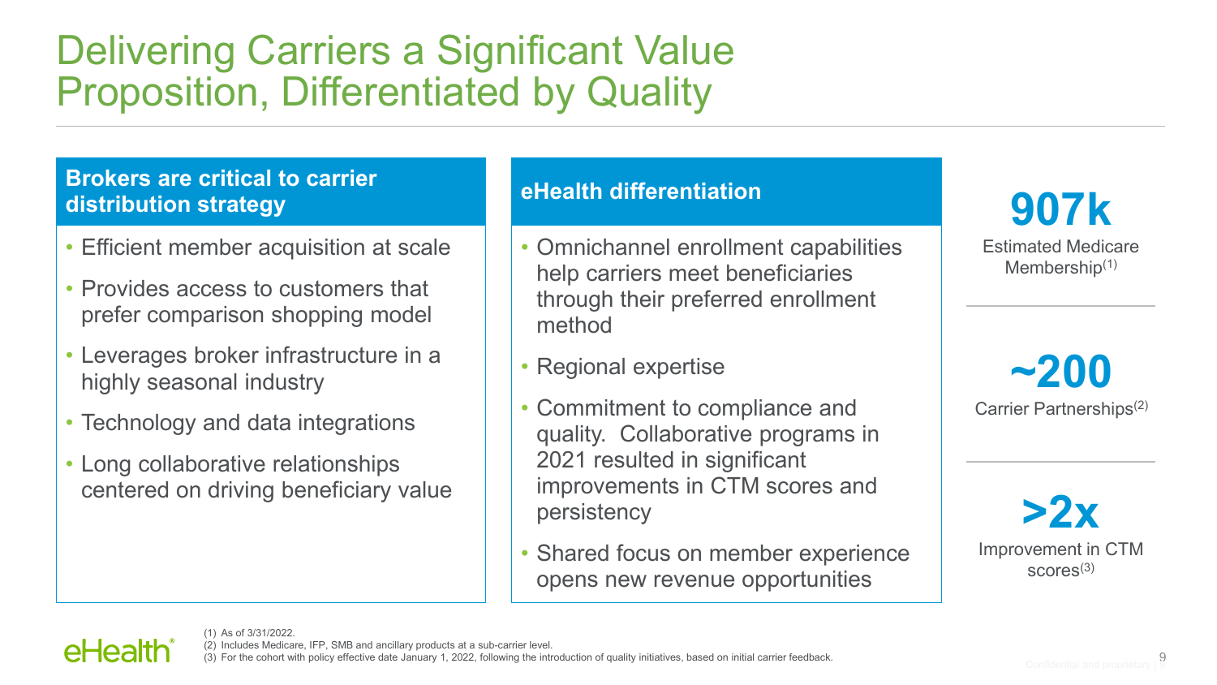# Delivering Carriers a Significant Value Proposition, Differentiated by Quality

## Brokers are critical to carrier distribution strategy

- Efficient member acquisition at scale
- Provides access to customers that prefer comparison shopping model
- Leverages broker infrastructure in a highly seasonal industry
- Technology and data integrations
- Long collaborative relationships centered on driving beneficiary value

## eHealth differentiation

- Omnichannel enrollment capabilities help carriers meet beneficiaries through their preferred enrollment method
- Regional expertise
- Commitment to compliance and quality. Collaborative programs in 2021 resulted in significant improvements in CTM scores and persistency
- Shared focus on member experience opens new revenue opportunities

**907k**

Estimated Medicare Membership[1]

**~200**

Carrier Partnerships[2]

**>2x**

Improvement in CTM scores[3]

(1) As of 3/31/2022.
(2) Includes Medicare, IFP, SMB and ancillary products at a sub-carrier level.
(3) For the cohort with policy effective date January 1, 2022, following the introduction of quality initiatives, based on initial carrier feedback.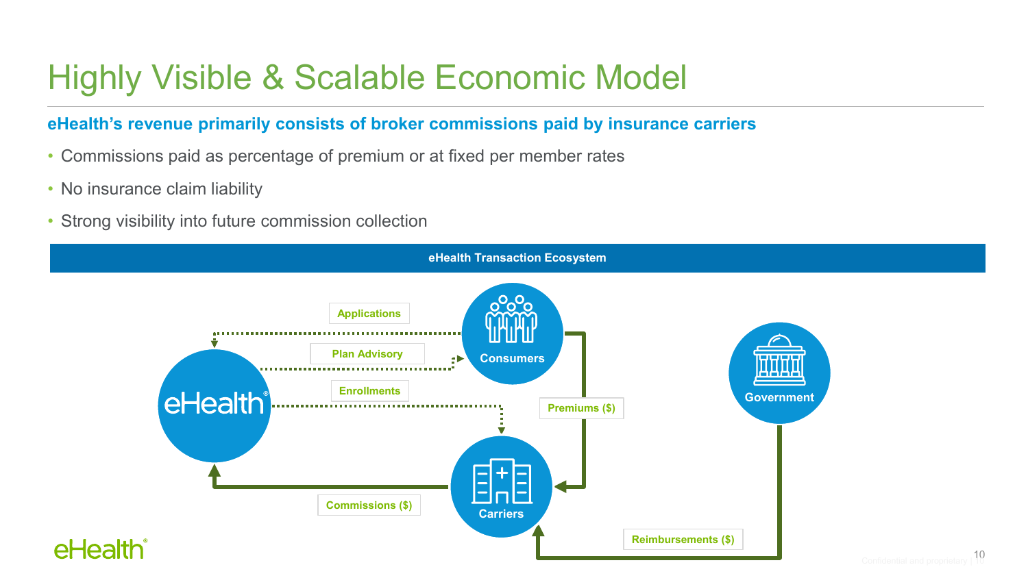# Highly Visible & Scalable Economic Model

**eHealth's revenue primarily consists of broker commissions paid by insurance carriers**

- Commissions paid as percentage of premium or at fixed per member rates
- No insurance claim liability
- Strong visibility into future commission collection

**eHealth Transaction Ecosystem**

Applications

Plan Advisory

Consumers

Enrollments

eHealth

Premiums ($)

Government

Carriers

Commissions ($)

Reimbursements ($)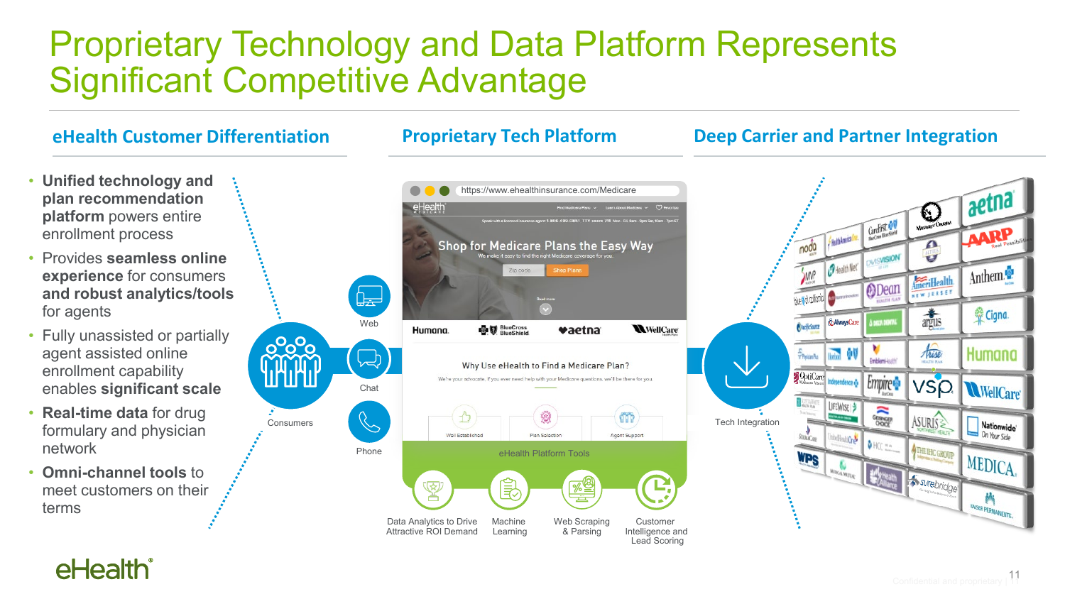# Proprietary Technology and Data Platform Represents Significant Competitive Advantage

## eHealth Customer Differentiation

- **Unified technology and plan recommendation platform** powers entire enrollment process
- Provides **seamless online experience** for consumers **and robust analytics/tools** for agents
- Fully unassisted or partially agent assisted online enrollment capability enables **significant scale**
- **Real-time data** for drug formulary and physician network
- **Omni-channel tools** to meet customers on their terms

Consumers

Web

Chat

Phone

## Proprietary Tech Platform

https://www.ehealthinsurance.com/Medicare

Shop for Medicare Plans the Easy Way

Why Use eHealth to Find a Medicare Plan?

eHealth Platform Tools

- Data Analytics to Drive Attractive ROI Demand
- Machine Learning
- Web Scraping & Parsing
- Customer Intelligence and Lead Scoring

## Deep Carrier and Partner Integration

Tech Integration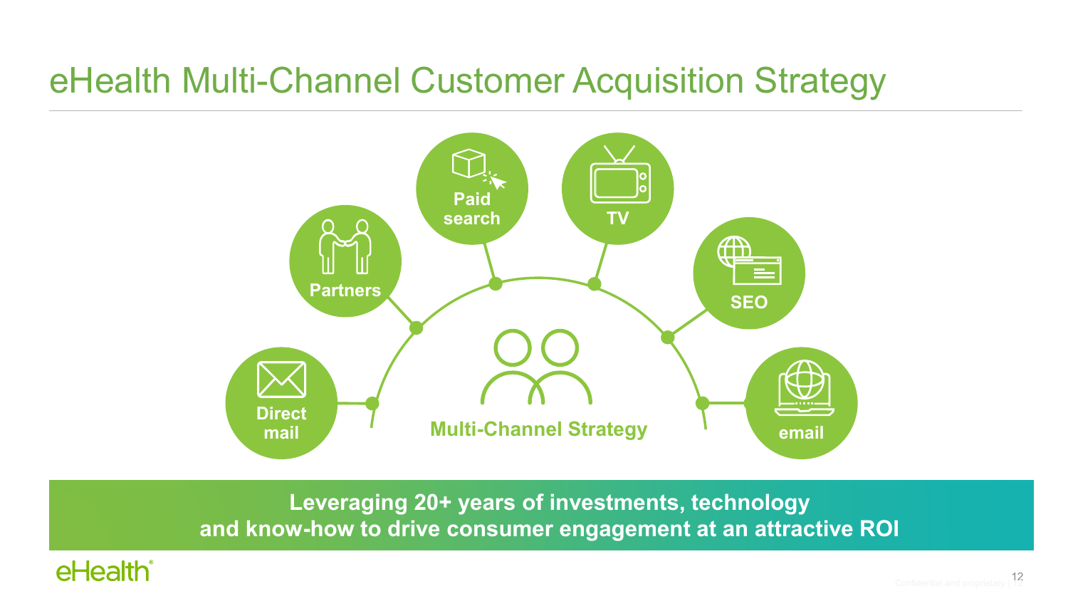# eHealth Multi-Channel Customer Acquisition Strategy

- Direct mail
- Partners
- Paid search
- TV
- SEO
- email

Multi-Channel Strategy

**Leveraging 20+ years of investments, technology and know-how to drive consumer engagement at an attractive ROI**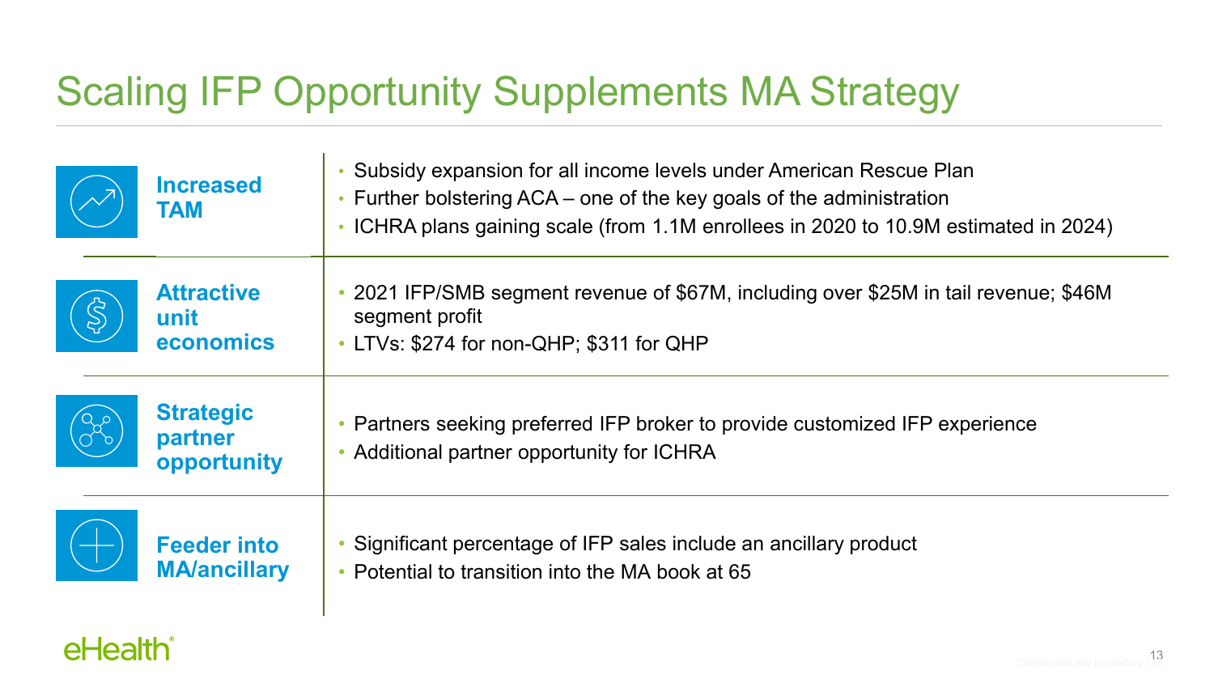# Scaling IFP Opportunity Supplements MA Strategy

### Increased TAM

- Subsidy expansion for all income levels under American Rescue Plan
- Further bolstering ACA – one of the key goals of the administration
- ICHRA plans gaining scale (from 1.1M enrollees in 2020 to 10.9M estimated in 2024)

### Attractive unit economics

- 2021 IFP/SMB segment revenue of $67M, including over $25M in tail revenue; $46M segment profit
- LTVs: $274 for non-QHP; $311 for QHP

### Strategic partner opportunity

- Partners seeking preferred IFP broker to provide customized IFP experience
- Additional partner opportunity for ICHRA

### Feeder into MA/ancillary

- Significant percentage of IFP sales include an ancillary product
- Potential to transition into the MA book at 65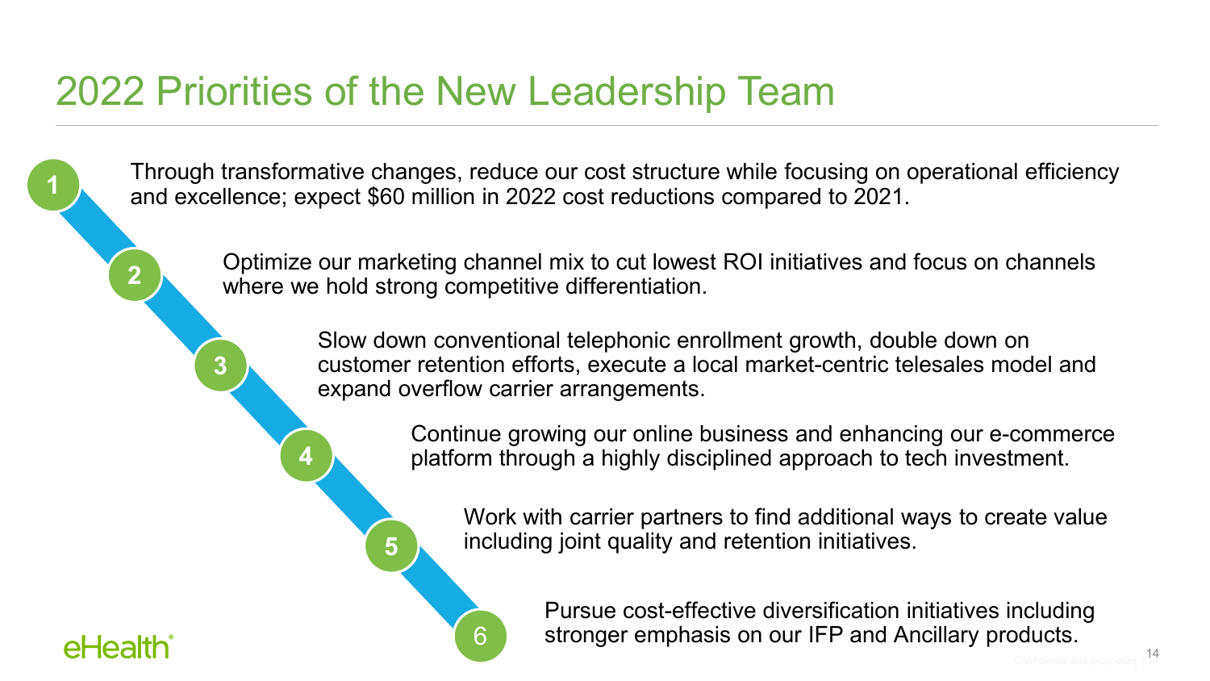# 2022 Priorities of the New Leadership Team

1. Through transformative changes, reduce our cost structure while focusing on operational efficiency and excellence; expect $60 million in 2022 cost reductions compared to 2021.
2. Optimize our marketing channel mix to cut lowest ROI initiatives and focus on channels where we hold strong competitive differentiation.
3. Slow down conventional telephonic enrollment growth, double down on customer retention efforts, execute a local market-centric telesales model and expand overflow carrier arrangements.
4. Continue growing our online business and enhancing our e-commerce platform through a highly disciplined approach to tech investment.
5. Work with carrier partners to find additional ways to create value including joint quality and retention initiatives.
6. Pursue cost-effective diversification initiatives including stronger emphasis on our IFP and Ancillary products.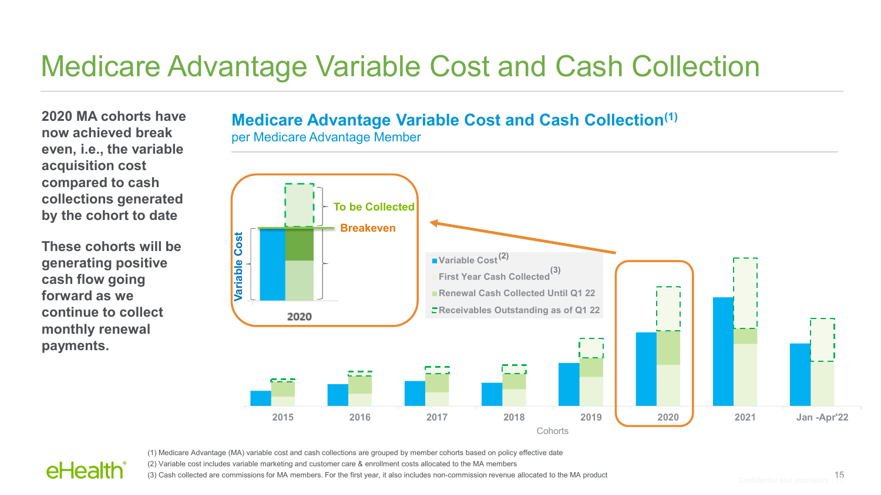# Medicare Advantage Variable Cost and Cash Collection

**2020 MA cohorts have now achieved break even, i.e., the variable acquisition cost compared to cash collections generated by the cohort to date**

**These cohorts will be generating positive cash flow going forward as we continue to collect monthly renewal payments.**

## Medicare Advantage Variable Cost and Cash Collection(1)

per Medicare Advantage Member

Variable Cost — To be Collected — Breakeven — 2020

- Variable Cost(2)
- First Year Cash Collected(3)
- Renewal Cash Collected Until Q1 22
- Receivables Outstanding as of Q1 22

2015 | 2016 | 2017 | 2018 | 2019 | 2020 | 2021 | Jan -Apr'22

Cohorts

(1) Medicare Advantage (MA) variable cost and cash collections are grouped by member cohorts based on policy effective date
(2) Variable cost includes variable marketing and customer care & enrollment costs allocated to the MA members
(3) Cash collected are commissions for MA members. For the first year, it also includes non-commission revenue allocated to the MA product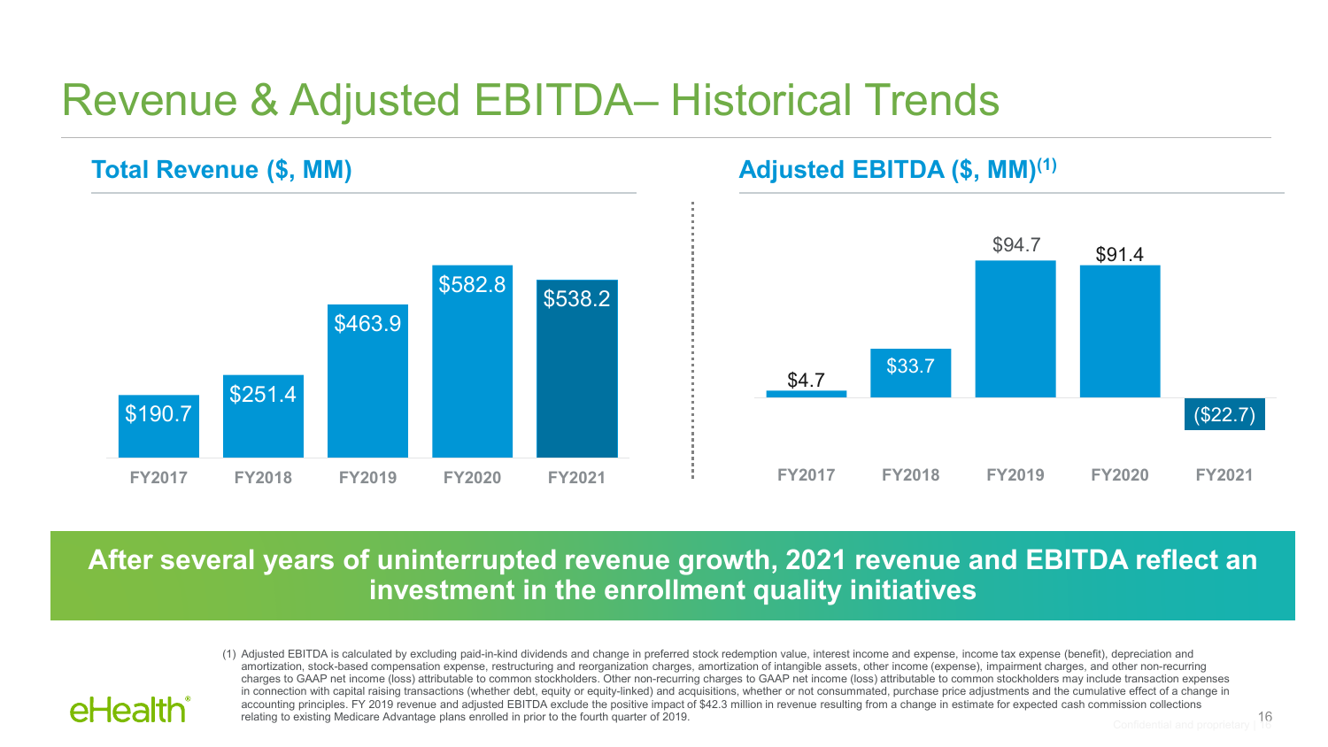# Revenue & Adjusted EBITDA– Historical Trends

## Total Revenue ($, MM)

| FY2017 | FY2018 | FY2019 | FY2020 | FY2021 |
|---|---|---|---|---|
| $190.7 | $251.4 | $463.9 | $582.8 | $538.2 |

## Adjusted EBITDA ($, MM)[1]

| FY2017 | FY2018 | FY2019 | FY2020 | FY2021 |
|---|---|---|---|---|
| $4.7 | $33.7 | $94.7 | $91.4 | ($22.7) |

**After several years of uninterrupted revenue growth, 2021 revenue and EBITDA reflect an investment in the enrollment quality initiatives**

(1) Adjusted EBITDA is calculated by excluding paid-in-kind dividends and change in preferred stock redemption value, interest income and expense, income tax expense (benefit), depreciation and amortization, stock-based compensation expense, restructuring and reorganization charges, amortization of intangible assets, other income (expense), impairment charges, and other non-recurring charges to GAAP net income (loss) attributable to common stockholders. Other non-recurring charges to GAAP net income (loss) attributable to common stockholders may include transaction expenses in connection with capital raising transactions (whether debt, equity or equity-linked) and acquisitions, whether or not consummated, purchase price adjustments and the cumulative effect of a change in accounting principles. FY 2019 revenue and adjusted EBITDA exclude the positive impact of $42.3 million in revenue resulting from a change in estimate for expected cash commission collections relating to existing Medicare Advantage plans enrolled in prior to the fourth quarter of 2019.

eHealth®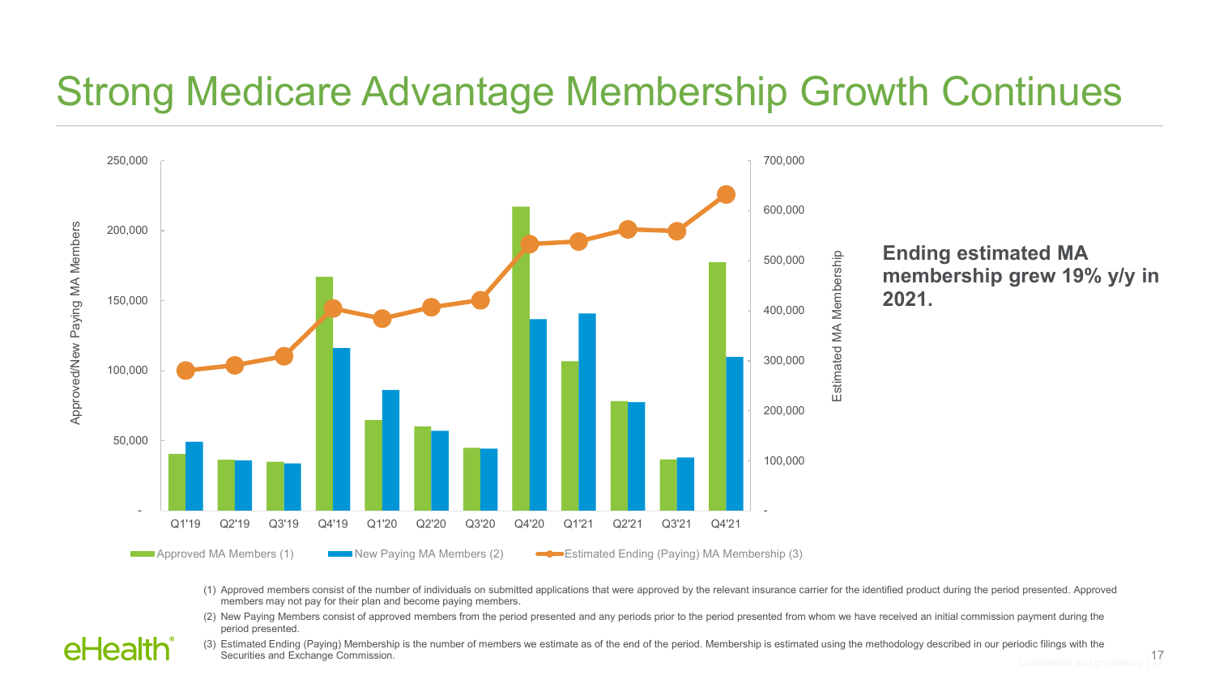# Strong Medicare Advantage Membership Growth Continues

Approved/New Paying MA Members

250,000
200,000
150,000
100,000
50,000
-

Estimated MA Membership

700,000
600,000
500,000
400,000
300,000
200,000
100,000
-

Q1'19 Q2'19 Q3'19 Q4'19 Q1'20 Q2'20 Q3'20 Q4'20 Q1'21 Q2'21 Q3'21 Q4'21

Approved MA Members (1) New Paying MA Members (2) Estimated Ending (Paying) MA Membership (3)

**Ending estimated MA membership grew 19% y/y in 2021.**

(1) Approved members consist of the number of individuals on submitted applications that were approved by the relevant insurance carrier for the identified product during the period presented. Approved members may not pay for their plan and become paying members.

(2) New Paying Members consist of approved members from the period presented and any periods prior to the period presented from whom we have received an initial commission payment during the period presented.

(3) Estimated Ending (Paying) Membership is the number of members we estimate as of the end of the period. Membership is estimated using the methodology described in our periodic filings with the Securities and Exchange Commission.

eHealth®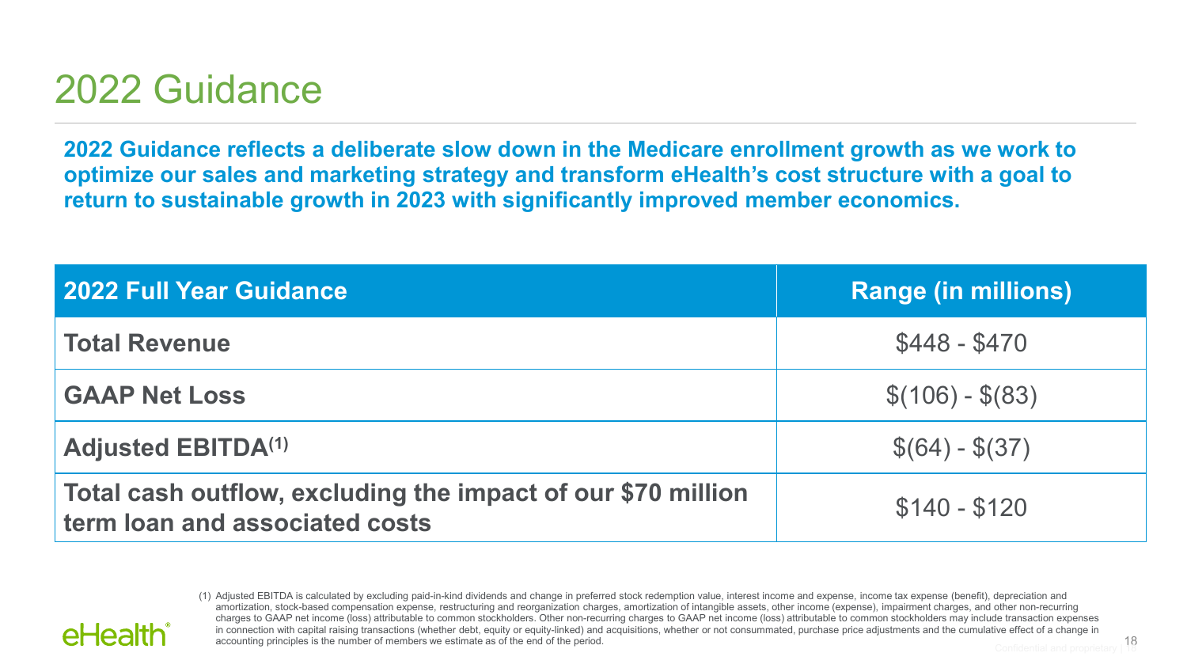# 2022 Guidance

**2022 Guidance reflects a deliberate slow down in the Medicare enrollment growth as we work to optimize our sales and marketing strategy and transform eHealth's cost structure with a goal to return to sustainable growth in 2023 with significantly improved member economics.**

| 2022 Full Year Guidance | Range (in millions) |
|---|---|
| **Total Revenue** | \$448 - \$470 |
| **GAAP Net Loss** | \$(106) - \$(83) |
| **Adjusted EBITDA[1]** | \$(64) - \$(37) |
| **Total cash outflow, excluding the impact of our \$70 million term loan and associated costs** | \$140 - \$120 |

(1) Adjusted EBITDA is calculated by excluding paid-in-kind dividends and change in preferred stock redemption value, interest income and expense, income tax expense (benefit), depreciation and amortization, stock-based compensation expense, restructuring and reorganization charges, amortization of intangible assets, other income (expense), impairment charges, and other non-recurring charges to GAAP net income (loss) attributable to common stockholders. Other non-recurring charges to GAAP net income (loss) attributable to common stockholders may include transaction expenses in connection with capital raising transactions (whether debt, equity or equity-linked) and acquisitions, whether or not consummated, purchase price adjustments and the cumulative effect of a change in accounting principles is the number of members we estimate as of the end of the period.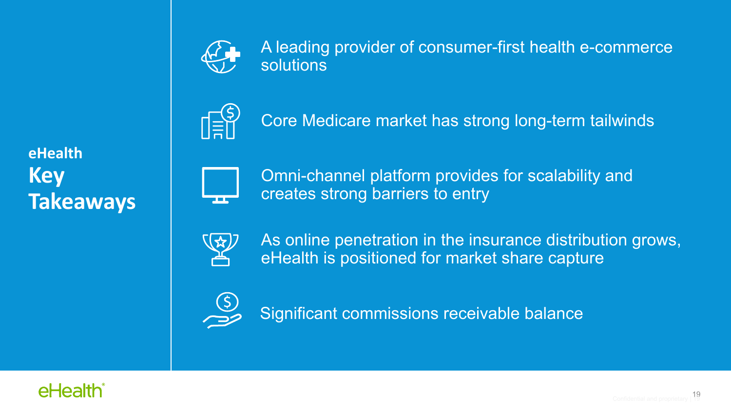## eHealth Key Takeaways

- A leading provider of consumer-first health e-commerce solutions
- Core Medicare market has strong long-term tailwinds
- Omni-channel platform provides for scalability and creates strong barriers to entry
- As online penetration in the insurance distribution grows, eHealth is positioned for market share capture
- Significant commissions receivable balance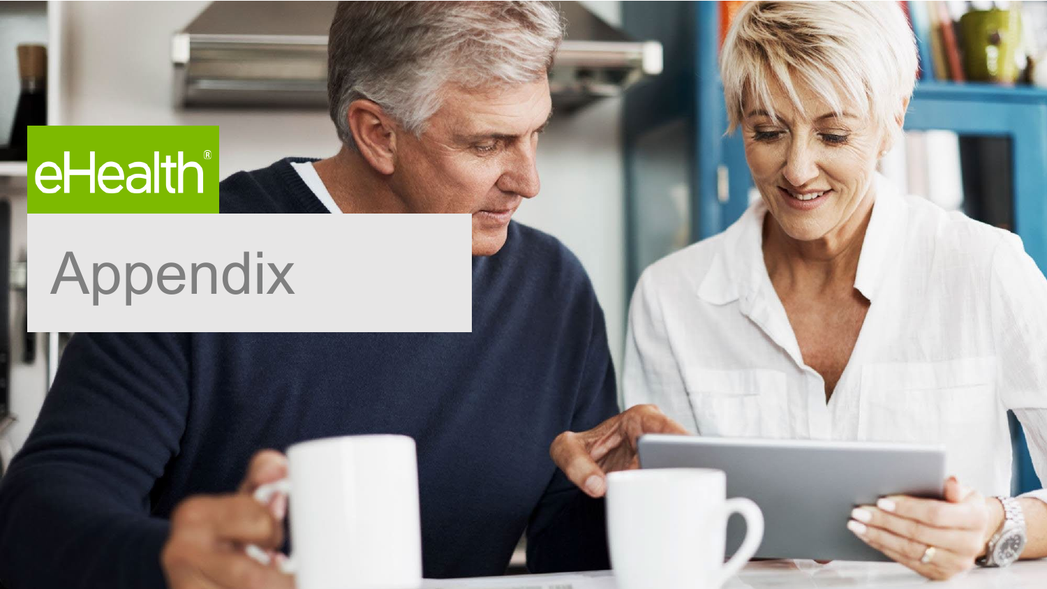eHealth®

# Appendix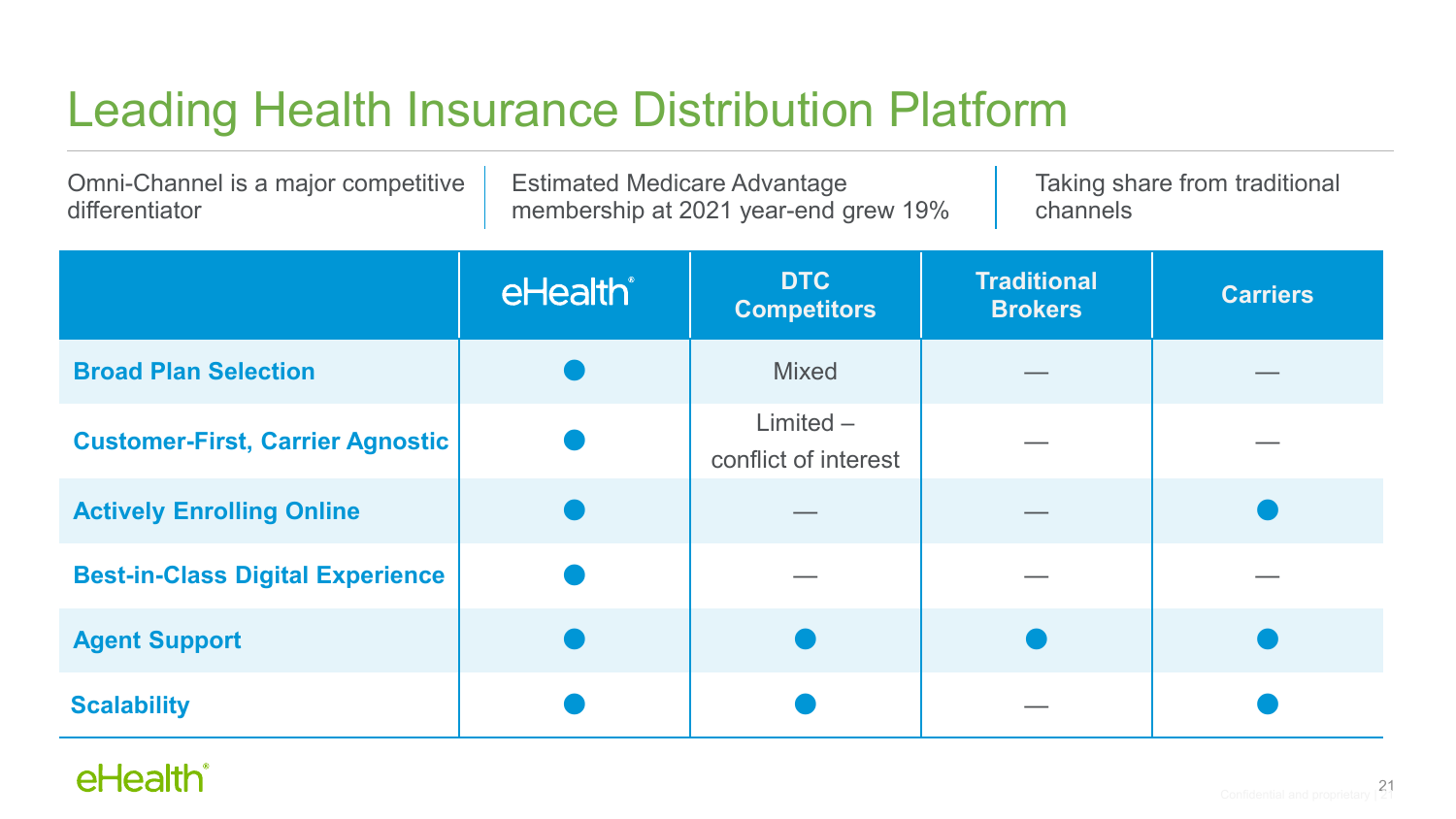# Leading Health Insurance Distribution Platform

Omni-Channel is a major competitive differentiator

Estimated Medicare Advantage membership at 2021 year-end grew 19%

Taking share from traditional channels

| | eHealth | DTC Competitors | Traditional Brokers | Carriers |
|---|---|---|---|---|
| **Broad Plan Selection** | ● | Mixed | — | — |
| **Customer-First, Carrier Agnostic** | ● | Limited – conflict of interest | — | — |
| **Actively Enrolling Online** | ● | — | — | ● |
| **Best-in-Class Digital Experience** | ● | — | — | — |
| **Agent Support** | ● | ● | ● | ● |
| **Scalability** | ● | ● | — | ● |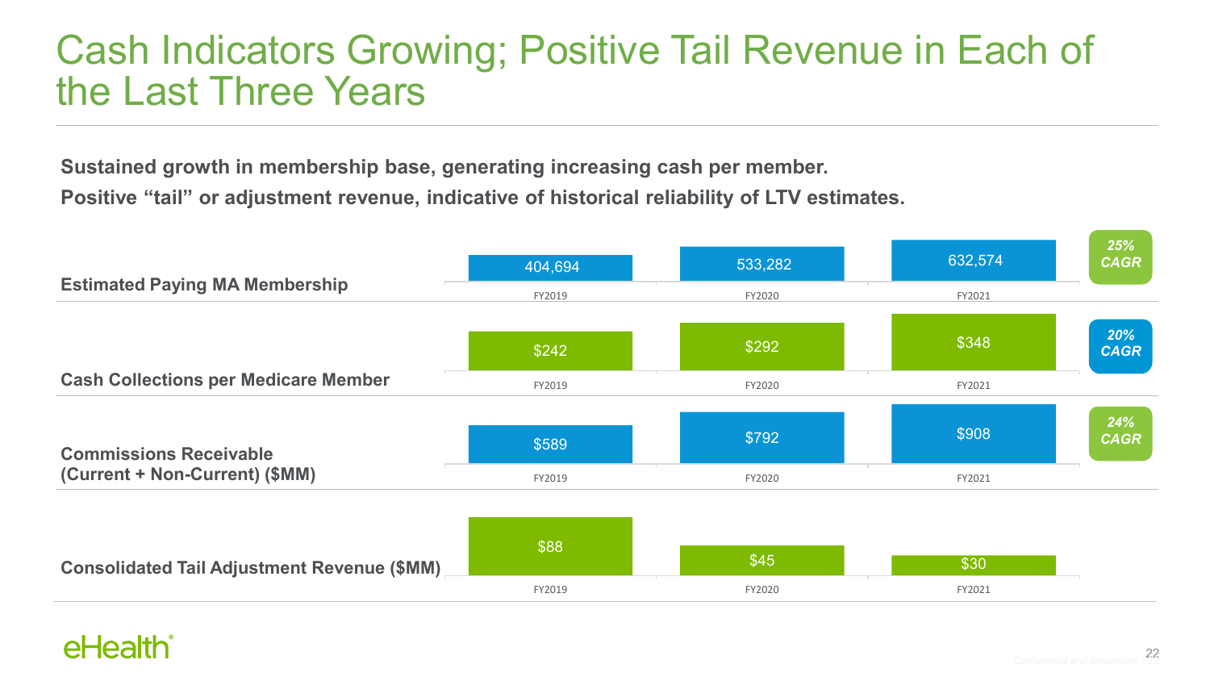# Cash Indicators Growing; Positive Tail Revenue in Each of the Last Three Years

**Sustained growth in membership base, generating increasing cash per member.**

**Positive "tail" or adjustment revenue, indicative of historical reliability of LTV estimates.**

| | FY2019 | FY2020 | FY2021 | CAGR |
|---|---|---|---|---|
| **Estimated Paying MA Membership** | 404,694 | 533,282 | 632,574 | *25% CAGR* |
| **Cash Collections per Medicare Member** | $242 | $292 | $348 | *20% CAGR* |
| **Commissions Receivable (Current + Non-Current) ($MM)** | $589 | $792 | $908 | *24% CAGR* |
| **Consolidated Tail Adjustment Revenue ($MM)** | $88 | $45 | $30 | |

Confidential and proprietary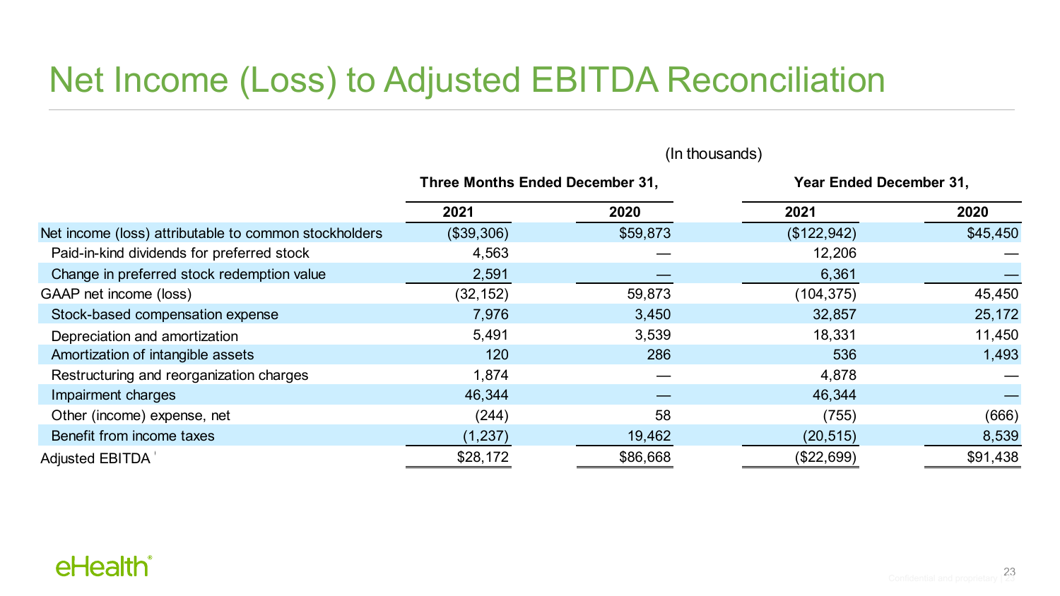# Net Income (Loss) to Adjusted EBITDA Reconciliation

(In thousands)

| | Three Months Ended December 31, | | Year Ended December 31, | |
|---|---|---|---|---|
| | 2021 | 2020 | 2021 | 2020 |
| Net income (loss) attributable to common stockholders | ($39,306) | $59,873 | ($122,942) | $45,450 |
| Paid-in-kind dividends for preferred stock | 4,563 | — | 12,206 | — |
| Change in preferred stock redemption value | 2,591 | — | 6,361 | — |
| GAAP net income (loss) | (32,152) | 59,873 | (104,375) | 45,450 |
| Stock-based compensation expense | 7,976 | 3,450 | 32,857 | 25,172 |
| Depreciation and amortization | 5,491 | 3,539 | 18,331 | 11,450 |
| Amortization of intangible assets | 120 | 286 | 536 | 1,493 |
| Restructuring and reorganization charges | 1,874 | — | 4,878 | — |
| Impairment charges | 46,344 | — | 46,344 | — |
| Other (income) expense, net | (244) | 58 | (755) | (666) |
| Benefit from income taxes | (1,237) | 19,462 | (20,515) | 8,539 |
| Adjusted EBITDA | $28,172 | $86,668 | ($22,699) | $91,438 |

eHealth®

Confidential and proprietary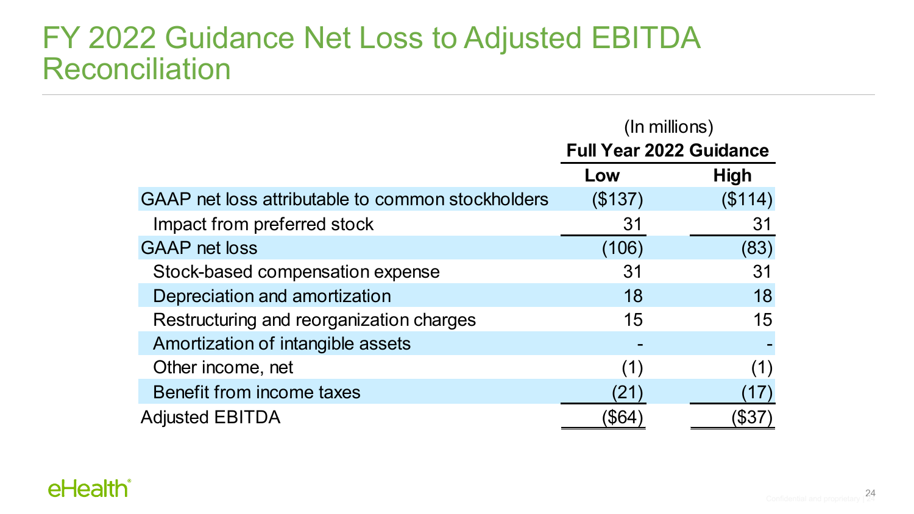# FY 2022 Guidance Net Loss to Adjusted EBITDA Reconciliation

| | (In millions) Full Year 2022 Guidance | |
|---|---|---|
| | **Low** | **High** |
| GAAP net loss attributable to common stockholders | ($137) | ($114) |
| Impact from preferred stock | 31 | 31 |
| GAAP net loss | (106) | (83) |
| Stock-based compensation expense | 31 | 31 |
| Depreciation and amortization | 18 | 18 |
| Restructuring and reorganization charges | 15 | 15 |
| Amortization of intangible assets | - | - |
| Other income, net | (1) | (1) |
| Benefit from income taxes | (21) | (17) |
| Adjusted EBITDA | ($64) | ($37) |

eHealth®

Confidential and proprietary